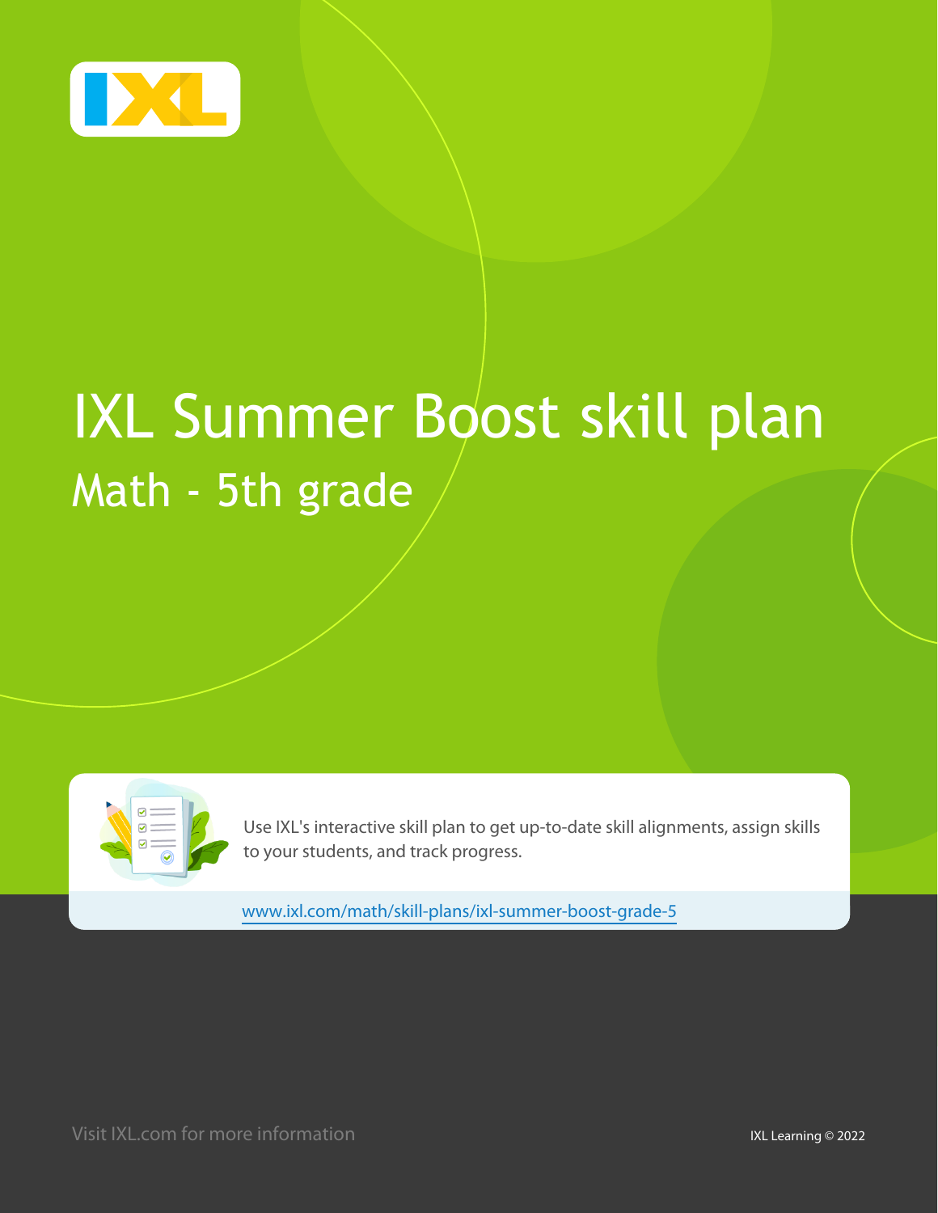# IXL Summer Boost skill plan

## Math - 5th grade

Use IXL's interactive skill plan to get up-to-date skill alignments, assign skills to your students, and track progress.

www.ixl.com/math/skill-plans/ixl-summer-boost-grade-5

Visit IXL.com for more information

IXL Learning © 2022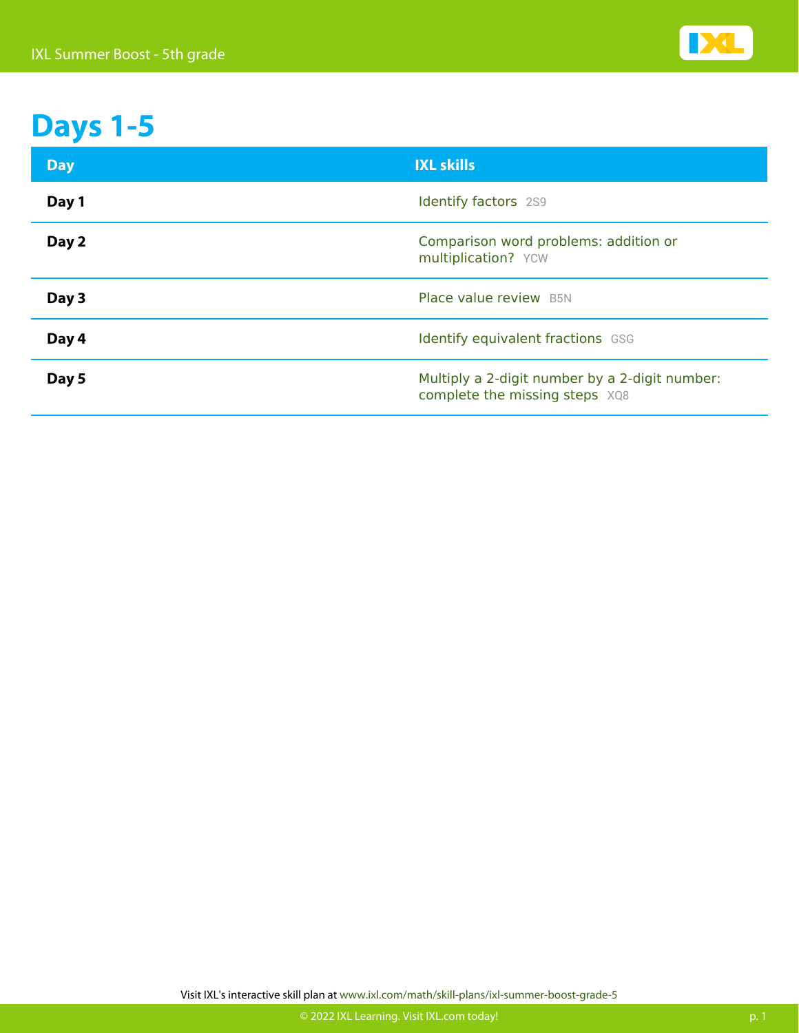# Days 1-5

| Day | IXL skills |
| --- | --- |
| **Day 1** | Identify factors 2S9 |
| **Day 2** | Comparison word problems: addition or multiplication? YCW |
| **Day 3** | Place value review B5N |
| **Day 4** | Identify equivalent fractions GSG |
| **Day 5** | Multiply a 2-digit number by a 2-digit number: complete the missing steps XQ8 |

Visit IXL's interactive skill plan at www.ixl.com/math/skill-plans/ixl-summer-boost-grade-5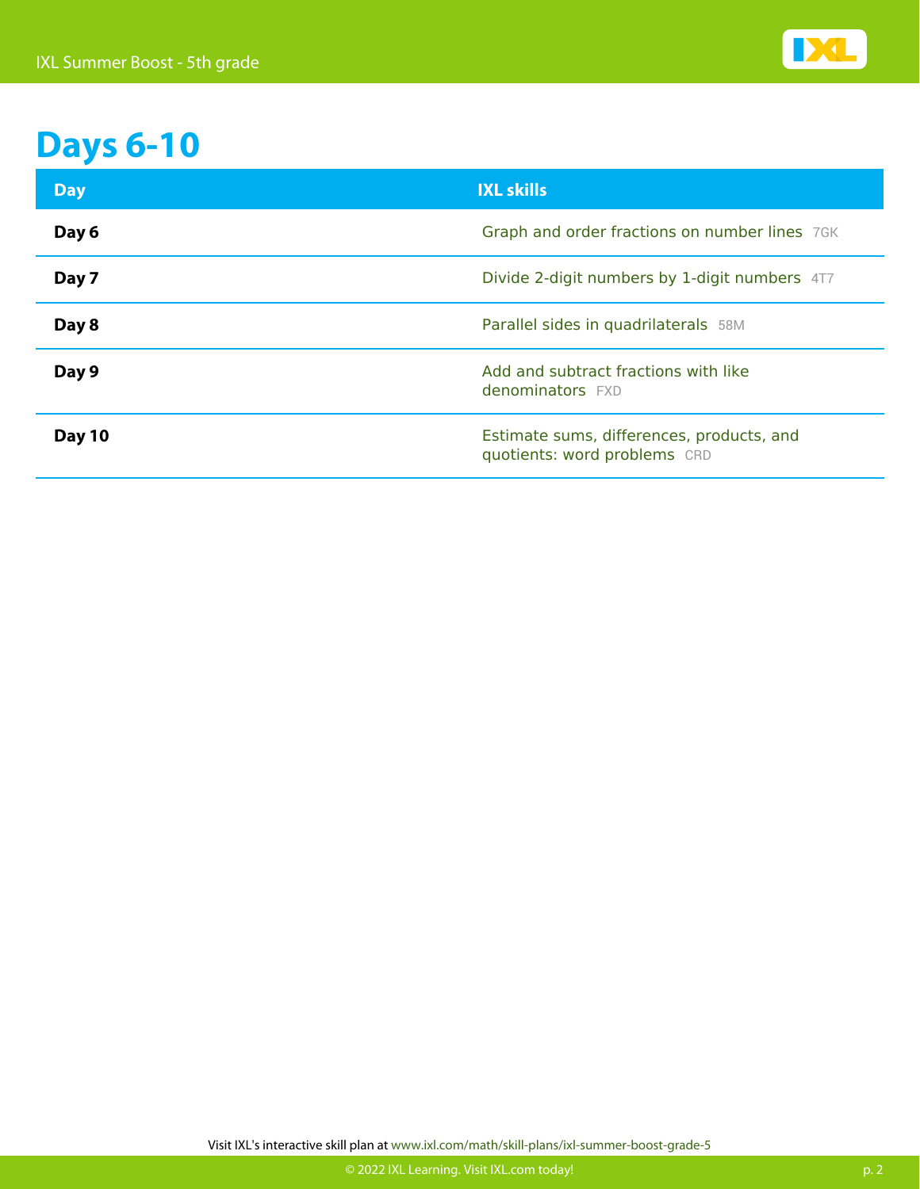# Days 6-10

| Day | IXL skills |
| --- | --- |
| **Day 6** | Graph and order fractions on number lines 7GK |
| **Day 7** | Divide 2-digit numbers by 1-digit numbers 4T7 |
| **Day 8** | Parallel sides in quadrilaterals 58M |
| **Day 9** | Add and subtract fractions with like denominators FXD |
| **Day 10** | Estimate sums, differences, products, and quotients: word problems CRD |

Visit IXL's interactive skill plan at www.ixl.com/math/skill-plans/ixl-summer-boost-grade-5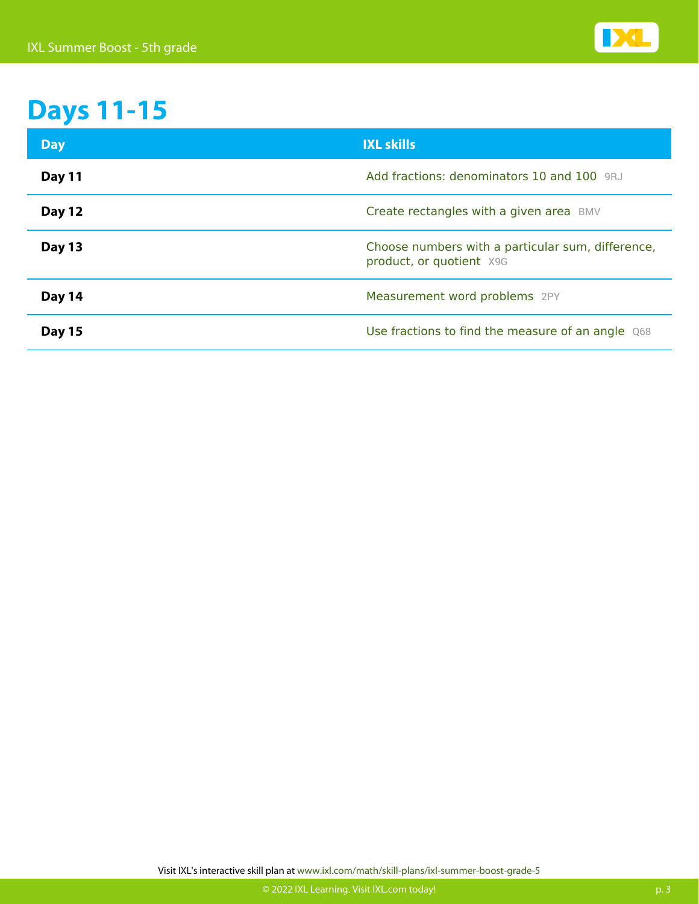# Days 11-15

| Day | IXL skills |
|---|---|
| **Day 11** | Add fractions: denominators 10 and 100 9RJ |
| **Day 12** | Create rectangles with a given area BMV |
| **Day 13** | Choose numbers with a particular sum, difference, product, or quotient X9G |
| **Day 14** | Measurement word problems 2PY |
| **Day 15** | Use fractions to find the measure of an angle Q68 |

Visit IXL's interactive skill plan at www.ixl.com/math/skill-plans/ixl-summer-boost-grade-5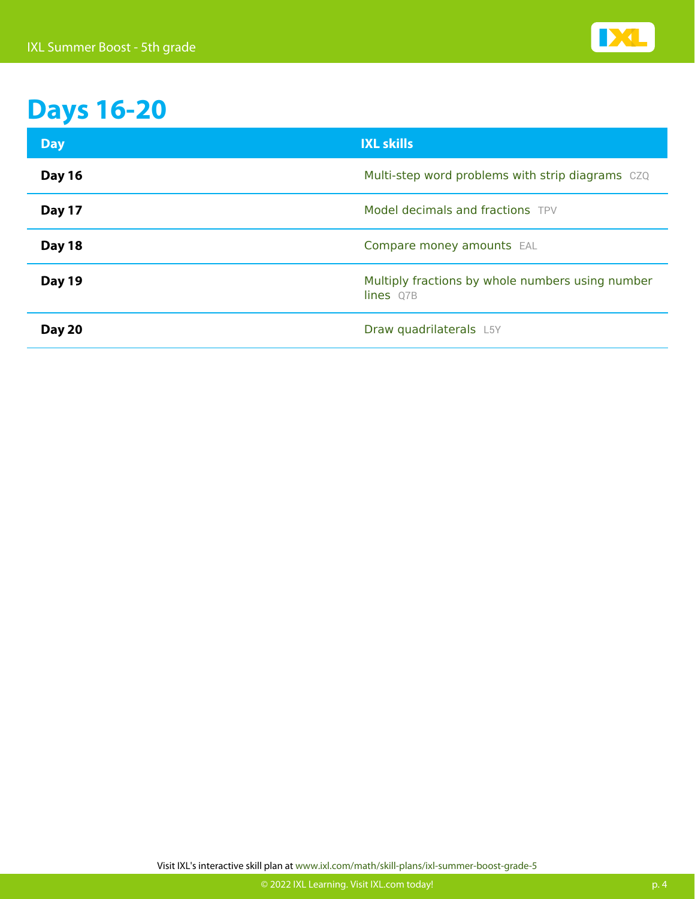# Days 16-20

| Day | IXL skills |
| --- | --- |
| **Day 16** | Multi-step word problems with strip diagrams CZQ |
| **Day 17** | Model decimals and fractions TPV |
| **Day 18** | Compare money amounts EAL |
| **Day 19** | Multiply fractions by whole numbers using number lines Q7B |
| **Day 20** | Draw quadrilaterals L5Y |

Visit IXL's interactive skill plan at www.ixl.com/math/skill-plans/ixl-summer-boost-grade-5